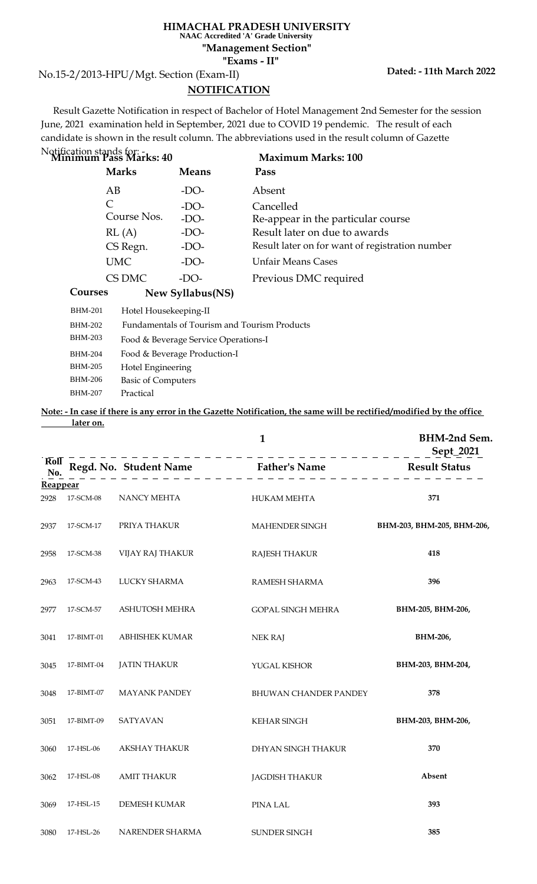**HIMACHAL PRADESH UNIVERSITY**
**NAAC Accredited 'A' Grade University**
**"Management Section"**
**"Exams - II"**

No.15-2/2013-HPU/Mgt. Section (Exam-II) **Dated: - 11th March 2022**

## NOTIFICATION

Result Gazette Notification in respect of Bachelor of Hotel Management 2nd Semester for the session June, 2021 examination held in September, 2021 due to COVID 19 pendemic. The result of each candidate is shown in the result column. The abbreviations used in the result column of Gazette Notification stands for: -

**Minimum Pass Marks: 40** **Maximum Marks: 100**

| Marks | Means | Pass |
|---|---|---|
| AB | -DO- | Absent |
| C | -DO- | Cancelled |
| Course Nos. | -DO- | Re-appear in the particular course |
| RL (A) | -DO- | Result later on due to awards |
| CS Regn. | -DO- | Result later on for want of registration number |
| UMC | -DO- | Unfair Means Cases |
| CS DMC | -DO- | Previous DMC required |

| Courses | New Syllabus(NS) |
|---|---|
| BHM-201 | Hotel Housekeeping-II |
| BHM-202 | Fundamentals of Tourism and Tourism Products |
| BHM-203 | Food & Beverage Service Operations-I |
| BHM-204 | Food & Beverage Production-I |
| BHM-205 | Hotel Engineering |
| BHM-206 | Basic of Computers |
| BHM-207 | Practical |

**Note: - In case if there is any error in the Gazette Notification, the same will be rectified/modified by the office later on.**

**BHM-2nd Sem. Sept_2021**

| Roll No. | Regd. No. | Student Name | Father's Name | Result Status |
|---|---|---|---|---|
| **Reappear** | | | | |
| 2928 | 17-SCM-08 | NANCY MEHTA | HUKAM MEHTA | 371 |
| 2937 | 17-SCM-17 | PRIYA THAKUR | MAHENDER SINGH | BHM-203, BHM-205, BHM-206, |
| 2958 | 17-SCM-38 | VIJAY RAJ THAKUR | RAJESH THAKUR | 418 |
| 2963 | 17-SCM-43 | LUCKY SHARMA | RAMESH SHARMA | 396 |
| 2977 | 17-SCM-57 | ASHUTOSH MEHRA | GOPAL SINGH MEHRA | BHM-205, BHM-206, |
| 3041 | 17-BIMT-01 | ABHISHEK KUMAR | NEK RAJ | BHM-206, |
| 3045 | 17-BIMT-04 | JATIN THAKUR | YUGAL KISHOR | BHM-203, BHM-204, |
| 3048 | 17-BIMT-07 | MAYANK PANDEY | BHUWAN CHANDER PANDEY | 378 |
| 3051 | 17-BIMT-09 | SATYAVAN | KEHAR SINGH | BHM-203, BHM-206, |
| 3060 | 17-HSL-06 | AKSHAY THAKUR | DHYAN SINGH THAKUR | 370 |
| 3062 | 17-HSL-08 | AMIT THAKUR | JAGDISH THAKUR | Absent |
| 3069 | 17-HSL-15 | DEMESH KUMAR | PINA LAL | 393 |
| 3080 | 17-HSL-26 | NARENDER SHARMA | SUNDER SINGH | 385 |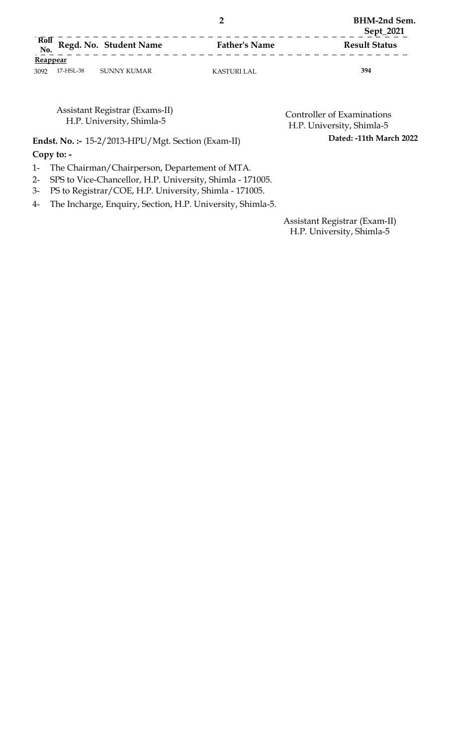| Roll No. | Regd. No. | Student Name | Father's Name | Result Status |
|---|---|---|---|---|
| **Reappear** | | | | |
| 3092 | 17-HSL-38 | SUNNY KUMAR | KASTURI LAL | 394 |

Assistant Registrar (Exams-II)
H.P. University, Shimla-5

Controller of Examinations
H.P. University, Shimla-5

**Endst. No. :-** 15-2/2013-HPU/Mgt. Section (Exam-II)

**Dated: -11th March 2022**

**Copy to: -**

1- The Chairman/Chairperson, Departement of MTA.
2- SPS to Vice-Chancellor, H.P. University, Shimla - 171005.
3- PS to Registrar/COE, H.P. University, Shimla - 171005.
4- The Incharge, Enquiry, Section, H.P. University, Shimla-5.

Assistant Registrar (Exam-II)
H.P. University, Shimla-5